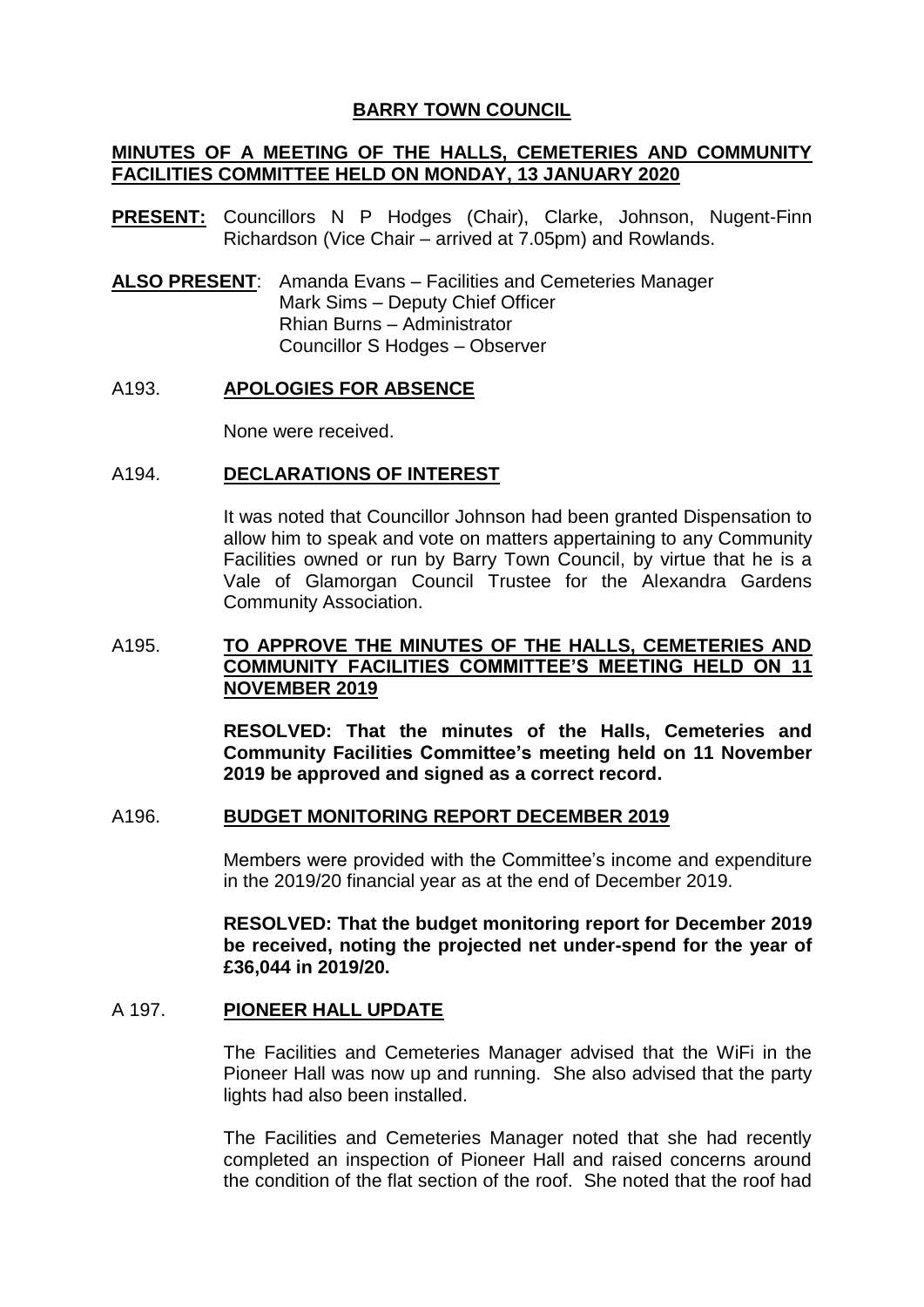# BARRY TOWN COUNCIL

## MINUTES OF A MEETING OF THE HALLS, CEMETERIES AND COMMUNITY FACILITIES COMMITTEE HELD ON MONDAY, 13 JANUARY 2020

**PRESENT:** Councillors N P Hodges (Chair), Clarke, Johnson, Nugent-Finn Richardson (Vice Chair – arrived at 7.05pm) and Rowlands.

**ALSO PRESENT**: Amanda Evans – Facilities and Cemeteries Manager
Mark Sims – Deputy Chief Officer
Rhian Burns – Administrator
Councillor S Hodges – Observer

### A193. APOLOGIES FOR ABSENCE

None were received.

### A194. DECLARATIONS OF INTEREST

It was noted that Councillor Johnson had been granted Dispensation to allow him to speak and vote on matters appertaining to any Community Facilities owned or run by Barry Town Council, by virtue that he is a Vale of Glamorgan Council Trustee for the Alexandra Gardens Community Association.

### A195. TO APPROVE THE MINUTES OF THE HALLS, CEMETERIES AND COMMUNITY FACILITIES COMMITTEE'S MEETING HELD ON 11 NOVEMBER 2019

**RESOLVED: That the minutes of the Halls, Cemeteries and Community Facilities Committee's meeting held on 11 November 2019 be approved and signed as a correct record.**

### A196. BUDGET MONITORING REPORT DECEMBER 2019

Members were provided with the Committee's income and expenditure in the 2019/20 financial year as at the end of December 2019.

**RESOLVED: That the budget monitoring report for December 2019 be received, noting the projected net under-spend for the year of £36,044 in 2019/20.**

### A 197. PIONEER HALL UPDATE

The Facilities and Cemeteries Manager advised that the WiFi in the Pioneer Hall was now up and running. She also advised that the party lights had also been installed.

The Facilities and Cemeteries Manager noted that she had recently completed an inspection of Pioneer Hall and raised concerns around the condition of the flat section of the roof. She noted that the roof had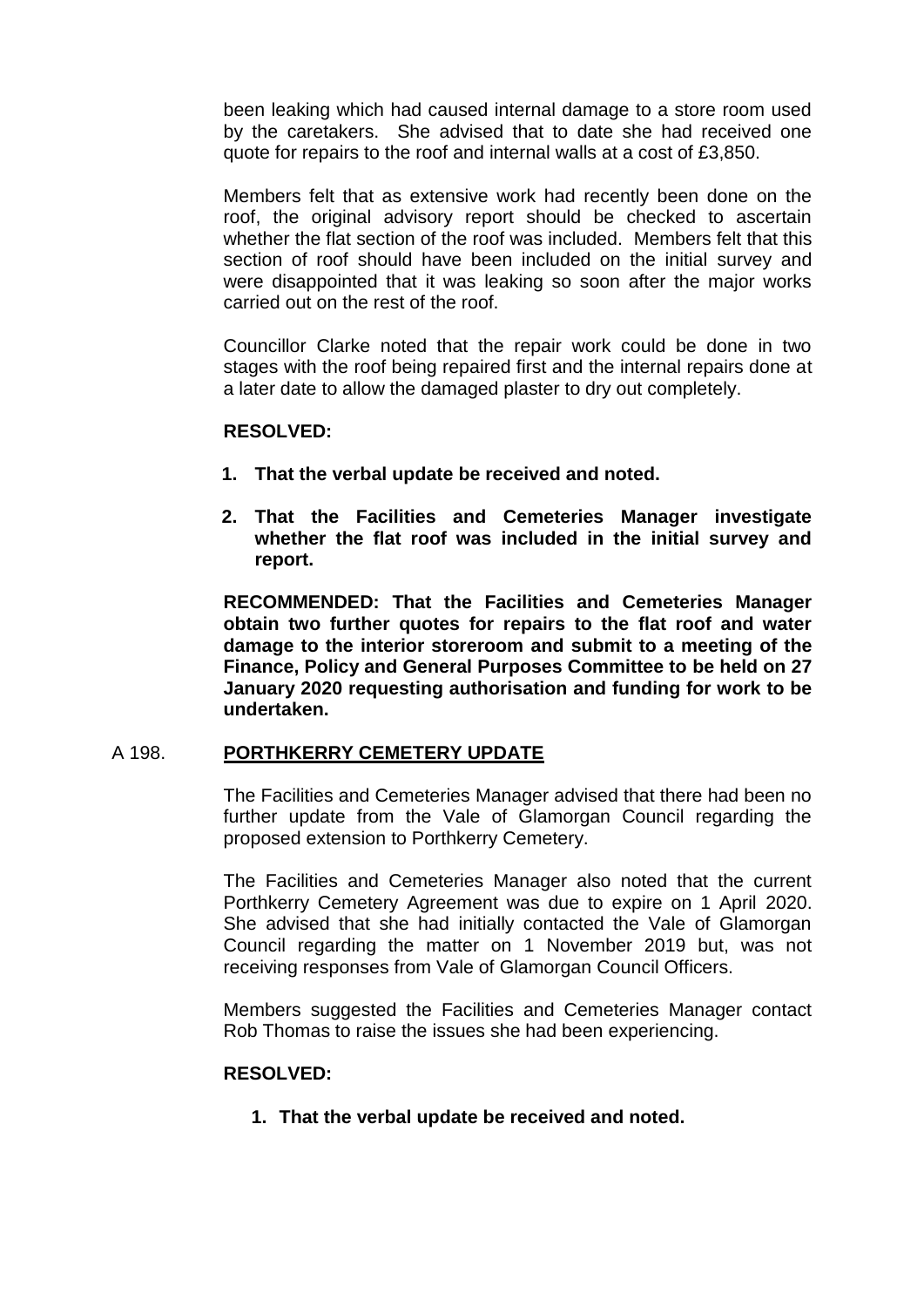been leaking which had caused internal damage to a store room used by the caretakers. She advised that to date she had received one quote for repairs to the roof and internal walls at a cost of £3,850.

Members felt that as extensive work had recently been done on the roof, the original advisory report should be checked to ascertain whether the flat section of the roof was included. Members felt that this section of roof should have been included on the initial survey and were disappointed that it was leaking so soon after the major works carried out on the rest of the roof.

Councillor Clarke noted that the repair work could be done in two stages with the roof being repaired first and the internal repairs done at a later date to allow the damaged plaster to dry out completely.

**RESOLVED:**

1. **That the verbal update be received and noted.**
2. **That the Facilities and Cemeteries Manager investigate whether the flat roof was included in the initial survey and report.**

**RECOMMENDED: That the Facilities and Cemeteries Manager obtain two further quotes for repairs to the flat roof and water damage to the interior storeroom and submit to a meeting of the Finance, Policy and General Purposes Committee to be held on 27 January 2020 requesting authorisation and funding for work to be undertaken.**

## A 198. PORTHKERRY CEMETERY UPDATE

The Facilities and Cemeteries Manager advised that there had been no further update from the Vale of Glamorgan Council regarding the proposed extension to Porthkerry Cemetery.

The Facilities and Cemeteries Manager also noted that the current Porthkerry Cemetery Agreement was due to expire on 1 April 2020. She advised that she had initially contacted the Vale of Glamorgan Council regarding the matter on 1 November 2019 but, was not receiving responses from Vale of Glamorgan Council Officers.

Members suggested the Facilities and Cemeteries Manager contact Rob Thomas to raise the issues she had been experiencing.

**RESOLVED:**

1. **That the verbal update be received and noted.**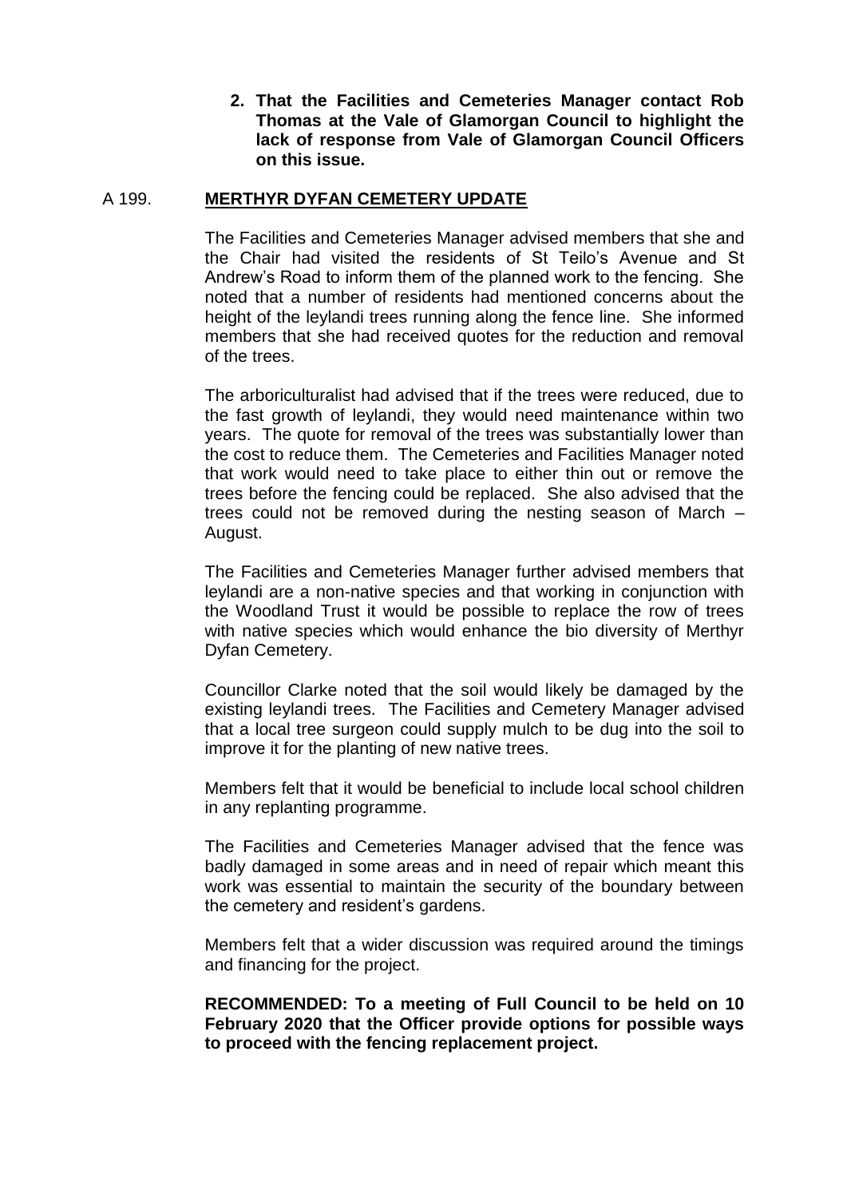**2. That the Facilities and Cemeteries Manager contact Rob Thomas at the Vale of Glamorgan Council to highlight the lack of response from Vale of Glamorgan Council Officers on this issue.**

## A 199. MERTHYR DYFAN CEMETERY UPDATE

The Facilities and Cemeteries Manager advised members that she and the Chair had visited the residents of St Teilo's Avenue and St Andrew's Road to inform them of the planned work to the fencing. She noted that a number of residents had mentioned concerns about the height of the leylandi trees running along the fence line. She informed members that she had received quotes for the reduction and removal of the trees.

The arboriculturalist had advised that if the trees were reduced, due to the fast growth of leylandi, they would need maintenance within two years. The quote for removal of the trees was substantially lower than the cost to reduce them. The Cemeteries and Facilities Manager noted that work would need to take place to either thin out or remove the trees before the fencing could be replaced. She also advised that the trees could not be removed during the nesting season of March – August.

The Facilities and Cemeteries Manager further advised members that leylandi are a non-native species and that working in conjunction with the Woodland Trust it would be possible to replace the row of trees with native species which would enhance the bio diversity of Merthyr Dyfan Cemetery.

Councillor Clarke noted that the soil would likely be damaged by the existing leylandi trees. The Facilities and Cemetery Manager advised that a local tree surgeon could supply mulch to be dug into the soil to improve it for the planting of new native trees.

Members felt that it would be beneficial to include local school children in any replanting programme.

The Facilities and Cemeteries Manager advised that the fence was badly damaged in some areas and in need of repair which meant this work was essential to maintain the security of the boundary between the cemetery and resident's gardens.

Members felt that a wider discussion was required around the timings and financing for the project.

**RECOMMENDED: To a meeting of Full Council to be held on 10 February 2020 that the Officer provide options for possible ways to proceed with the fencing replacement project.**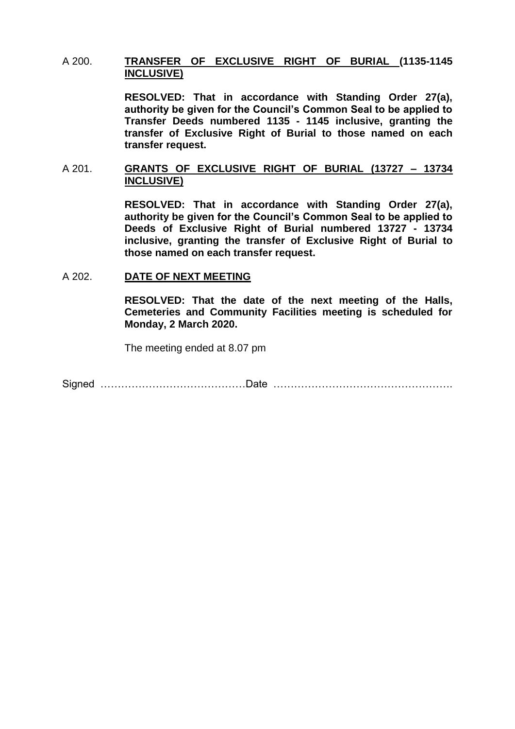A 200. **TRANSFER OF EXCLUSIVE RIGHT OF BURIAL (1135-1145 INCLUSIVE)**

**RESOLVED: That in accordance with Standing Order 27(a), authority be given for the Council's Common Seal to be applied to Transfer Deeds numbered 1135 - 1145 inclusive, granting the transfer of Exclusive Right of Burial to those named on each transfer request.**

A 201. **GRANTS OF EXCLUSIVE RIGHT OF BURIAL (13727 – 13734 INCLUSIVE)**

**RESOLVED: That in accordance with Standing Order 27(a), authority be given for the Council's Common Seal to be applied to Deeds of Exclusive Right of Burial numbered 13727 - 13734 inclusive, granting the transfer of Exclusive Right of Burial to those named on each transfer request.**

A 202. **DATE OF NEXT MEETING**

**RESOLVED: That the date of the next meeting of the Halls, Cemeteries and Community Facilities meeting is scheduled for Monday, 2 March 2020.**

The meeting ended at 8.07 pm

Signed ……………………………………Date …………………………………………….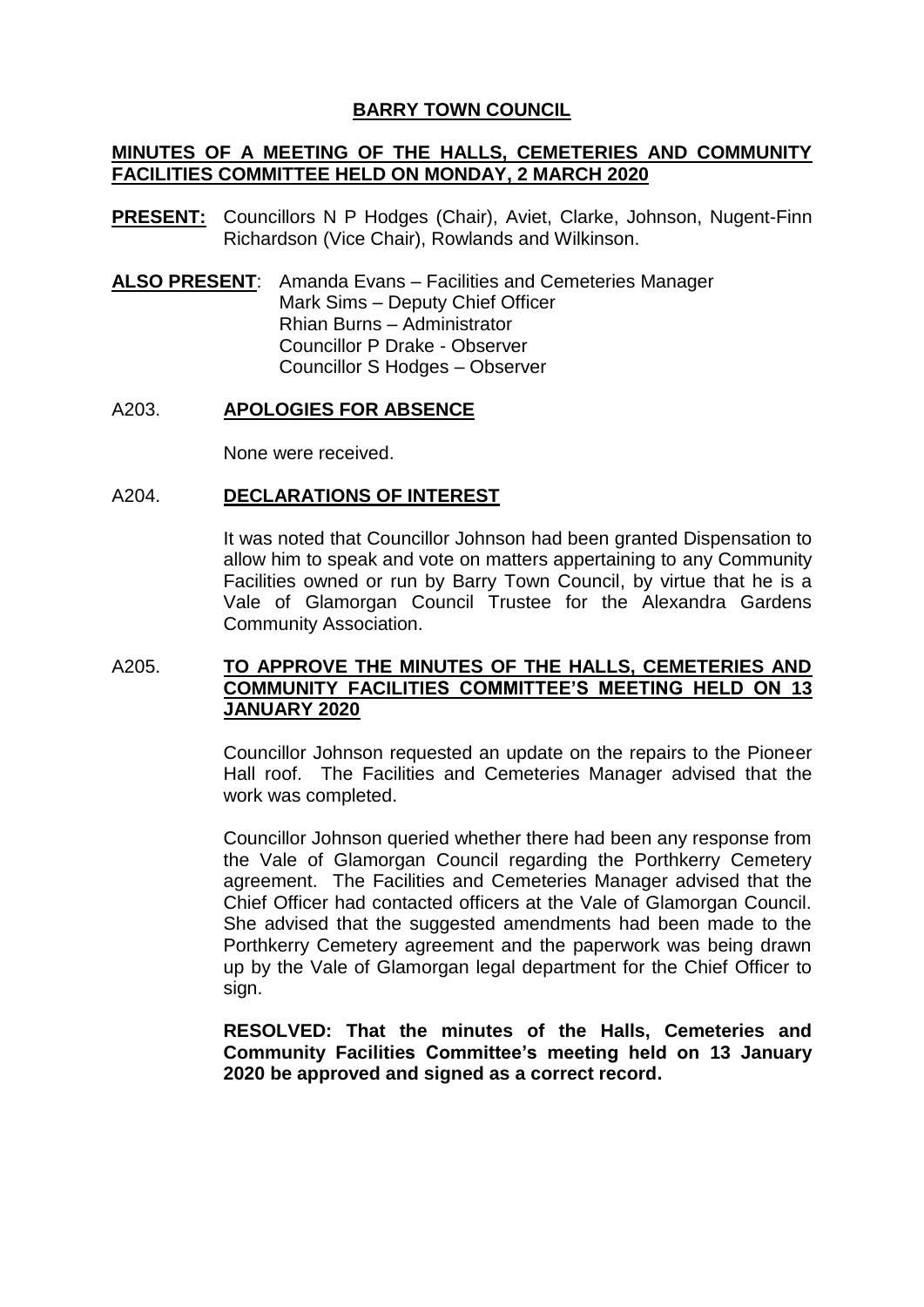# BARRY TOWN COUNCIL

## MINUTES OF A MEETING OF THE HALLS, CEMETERIES AND COMMUNITY FACILITIES COMMITTEE HELD ON MONDAY, 2 MARCH 2020

**PRESENT:** Councillors N P Hodges (Chair), Aviet, Clarke, Johnson, Nugent-Finn Richardson (Vice Chair), Rowlands and Wilkinson.

**ALSO PRESENT**: Amanda Evans – Facilities and Cemeteries Manager
Mark Sims – Deputy Chief Officer
Rhian Burns – Administrator
Councillor P Drake - Observer
Councillor S Hodges – Observer

### A203. APOLOGIES FOR ABSENCE

None were received.

### A204. DECLARATIONS OF INTEREST

It was noted that Councillor Johnson had been granted Dispensation to allow him to speak and vote on matters appertaining to any Community Facilities owned or run by Barry Town Council, by virtue that he is a Vale of Glamorgan Council Trustee for the Alexandra Gardens Community Association.

### A205. TO APPROVE THE MINUTES OF THE HALLS, CEMETERIES AND COMMUNITY FACILITIES COMMITTEE'S MEETING HELD ON 13 JANUARY 2020

Councillor Johnson requested an update on the repairs to the Pioneer Hall roof. The Facilities and Cemeteries Manager advised that the work was completed.

Councillor Johnson queried whether there had been any response from the Vale of Glamorgan Council regarding the Porthkerry Cemetery agreement. The Facilities and Cemeteries Manager advised that the Chief Officer had contacted officers at the Vale of Glamorgan Council. She advised that the suggested amendments had been made to the Porthkerry Cemetery agreement and the paperwork was being drawn up by the Vale of Glamorgan legal department for the Chief Officer to sign.

**RESOLVED: That the minutes of the Halls, Cemeteries and Community Facilities Committee's meeting held on 13 January 2020 be approved and signed as a correct record.**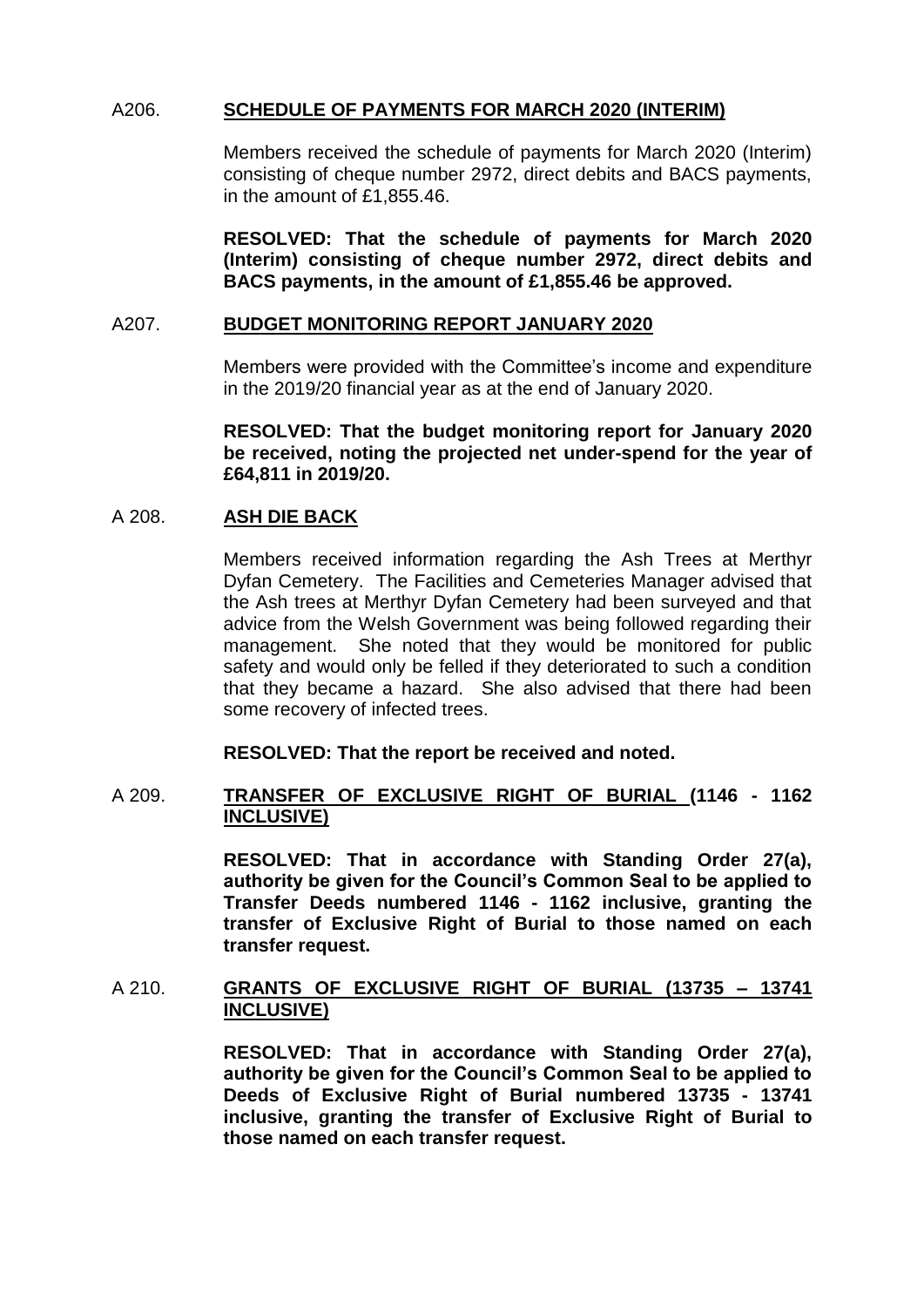## A206. SCHEDULE OF PAYMENTS FOR MARCH 2020 (INTERIM)

Members received the schedule of payments for March 2020 (Interim) consisting of cheque number 2972, direct debits and BACS payments, in the amount of £1,855.46.

**RESOLVED: That the schedule of payments for March 2020 (Interim) consisting of cheque number 2972, direct debits and BACS payments, in the amount of £1,855.46 be approved.**

## A207. BUDGET MONITORING REPORT JANUARY 2020

Members were provided with the Committee's income and expenditure in the 2019/20 financial year as at the end of January 2020.

**RESOLVED: That the budget monitoring report for January 2020 be received, noting the projected net under-spend for the year of £64,811 in 2019/20.**

## A 208. ASH DIE BACK

Members received information regarding the Ash Trees at Merthyr Dyfan Cemetery. The Facilities and Cemeteries Manager advised that the Ash trees at Merthyr Dyfan Cemetery had been surveyed and that advice from the Welsh Government was being followed regarding their management. She noted that they would be monitored for public safety and would only be felled if they deteriorated to such a condition that they became a hazard. She also advised that there had been some recovery of infected trees.

**RESOLVED: That the report be received and noted.**

## A 209. TRANSFER OF EXCLUSIVE RIGHT OF BURIAL (1146 - 1162 INCLUSIVE)

**RESOLVED: That in accordance with Standing Order 27(a), authority be given for the Council's Common Seal to be applied to Transfer Deeds numbered 1146 - 1162 inclusive, granting the transfer of Exclusive Right of Burial to those named on each transfer request.**

## A 210. GRANTS OF EXCLUSIVE RIGHT OF BURIAL (13735 – 13741 INCLUSIVE)

**RESOLVED: That in accordance with Standing Order 27(a), authority be given for the Council's Common Seal to be applied to Deeds of Exclusive Right of Burial numbered 13735 - 13741 inclusive, granting the transfer of Exclusive Right of Burial to those named on each transfer request.**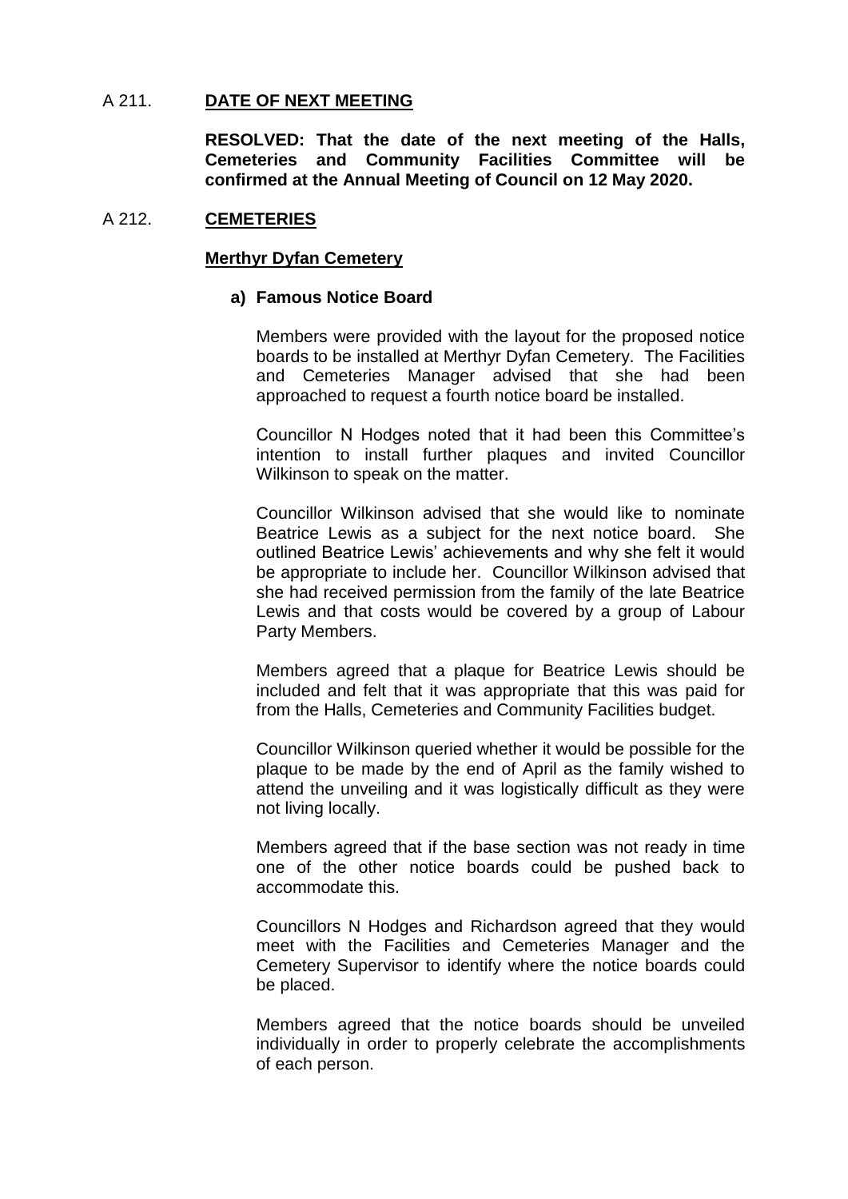## A 211. **DATE OF NEXT MEETING**

**RESOLVED: That the date of the next meeting of the Halls, Cemeteries and Community Facilities Committee will be confirmed at the Annual Meeting of Council on 12 May 2020.**

## A 212. **CEMETERIES**

### **Merthyr Dyfan Cemetery**

#### **a) Famous Notice Board**

Members were provided with the layout for the proposed notice boards to be installed at Merthyr Dyfan Cemetery. The Facilities and Cemeteries Manager advised that she had been approached to request a fourth notice board be installed.

Councillor N Hodges noted that it had been this Committee's intention to install further plaques and invited Councillor Wilkinson to speak on the matter.

Councillor Wilkinson advised that she would like to nominate Beatrice Lewis as a subject for the next notice board. She outlined Beatrice Lewis' achievements and why she felt it would be appropriate to include her. Councillor Wilkinson advised that she had received permission from the family of the late Beatrice Lewis and that costs would be covered by a group of Labour Party Members.

Members agreed that a plaque for Beatrice Lewis should be included and felt that it was appropriate that this was paid for from the Halls, Cemeteries and Community Facilities budget.

Councillor Wilkinson queried whether it would be possible for the plaque to be made by the end of April as the family wished to attend the unveiling and it was logistically difficult as they were not living locally.

Members agreed that if the base section was not ready in time one of the other notice boards could be pushed back to accommodate this.

Councillors N Hodges and Richardson agreed that they would meet with the Facilities and Cemeteries Manager and the Cemetery Supervisor to identify where the notice boards could be placed.

Members agreed that the notice boards should be unveiled individually in order to properly celebrate the accomplishments of each person.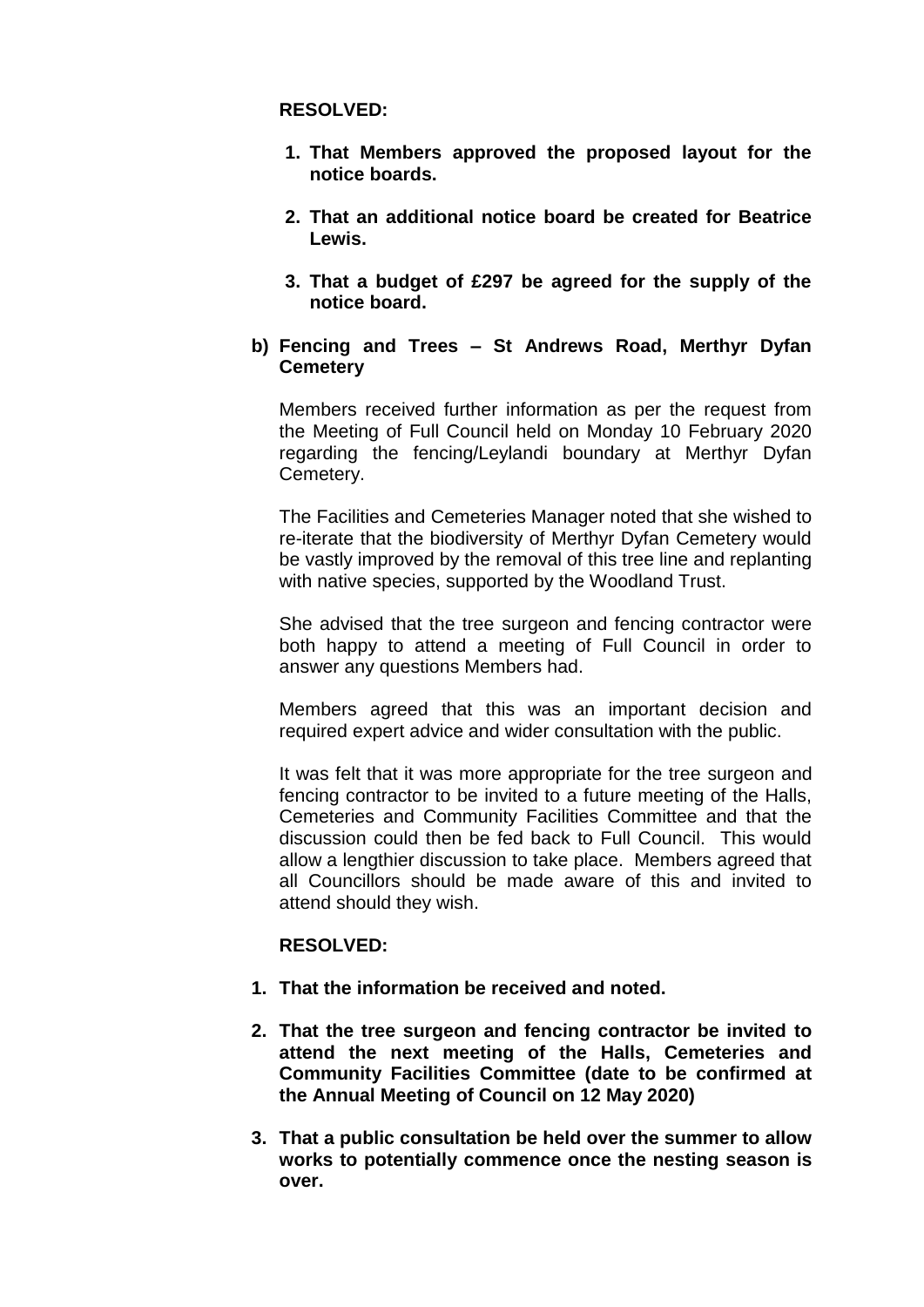**RESOLVED:**

1. **That Members approved the proposed layout for the notice boards.**

2. **That an additional notice board be created for Beatrice Lewis.**

3. **That a budget of £297 be agreed for the supply of the notice board.**

**b) Fencing and Trees – St Andrews Road, Merthyr Dyfan Cemetery**

Members received further information as per the request from the Meeting of Full Council held on Monday 10 February 2020 regarding the fencing/Leylandi boundary at Merthyr Dyfan Cemetery.

The Facilities and Cemeteries Manager noted that she wished to re-iterate that the biodiversity of Merthyr Dyfan Cemetery would be vastly improved by the removal of this tree line and replanting with native species, supported by the Woodland Trust.

She advised that the tree surgeon and fencing contractor were both happy to attend a meeting of Full Council in order to answer any questions Members had.

Members agreed that this was an important decision and required expert advice and wider consultation with the public.

It was felt that it was more appropriate for the tree surgeon and fencing contractor to be invited to a future meeting of the Halls, Cemeteries and Community Facilities Committee and that the discussion could then be fed back to Full Council. This would allow a lengthier discussion to take place. Members agreed that all Councillors should be made aware of this and invited to attend should they wish.

**RESOLVED:**

1. **That the information be received and noted.**

2. **That the tree surgeon and fencing contractor be invited to attend the next meeting of the Halls, Cemeteries and Community Facilities Committee (date to be confirmed at the Annual Meeting of Council on 12 May 2020)**

3. **That a public consultation be held over the summer to allow works to potentially commence once the nesting season is over.**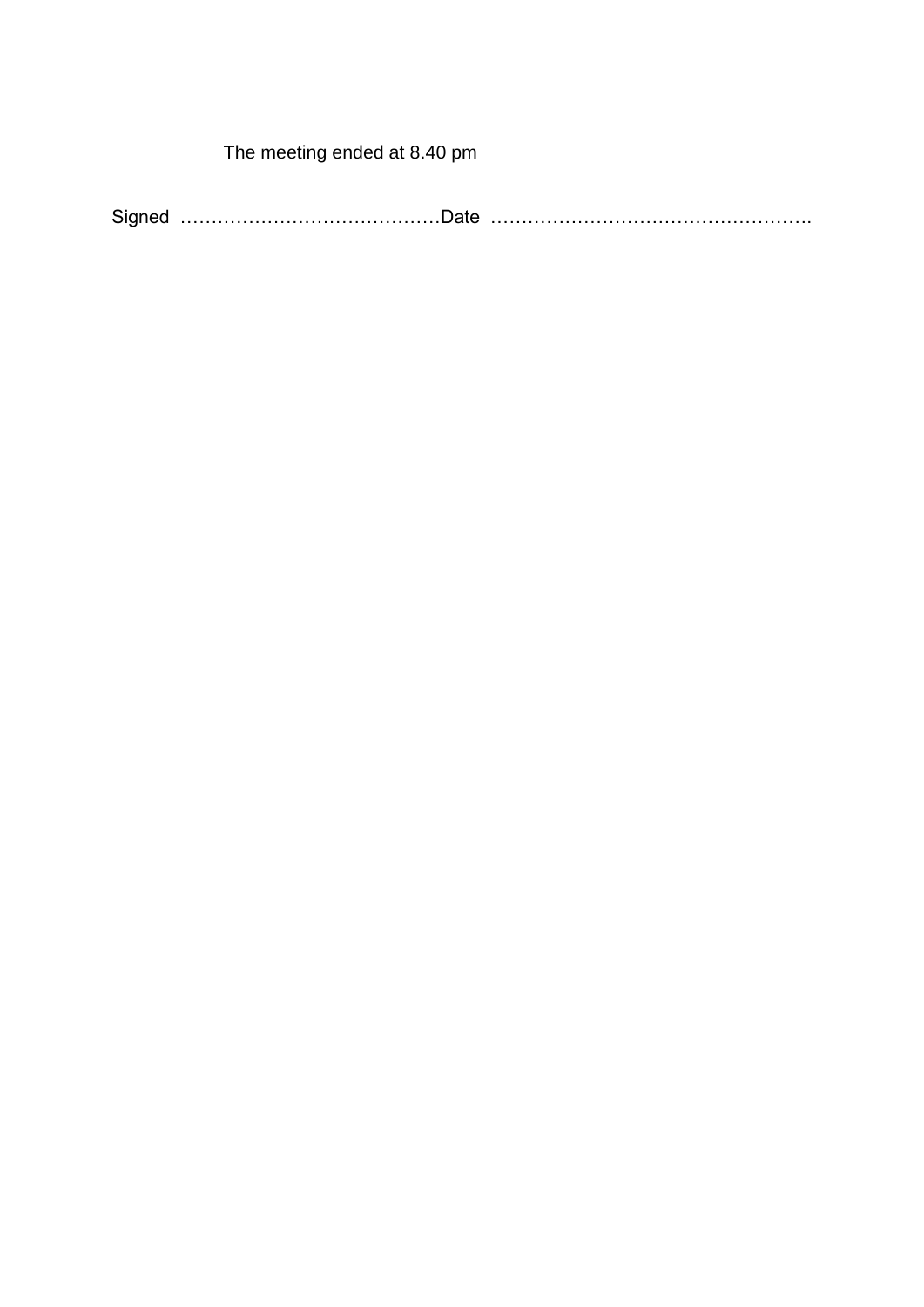The meeting ended at 8.40 pm

Signed ……………………………………Date …………………………………………….